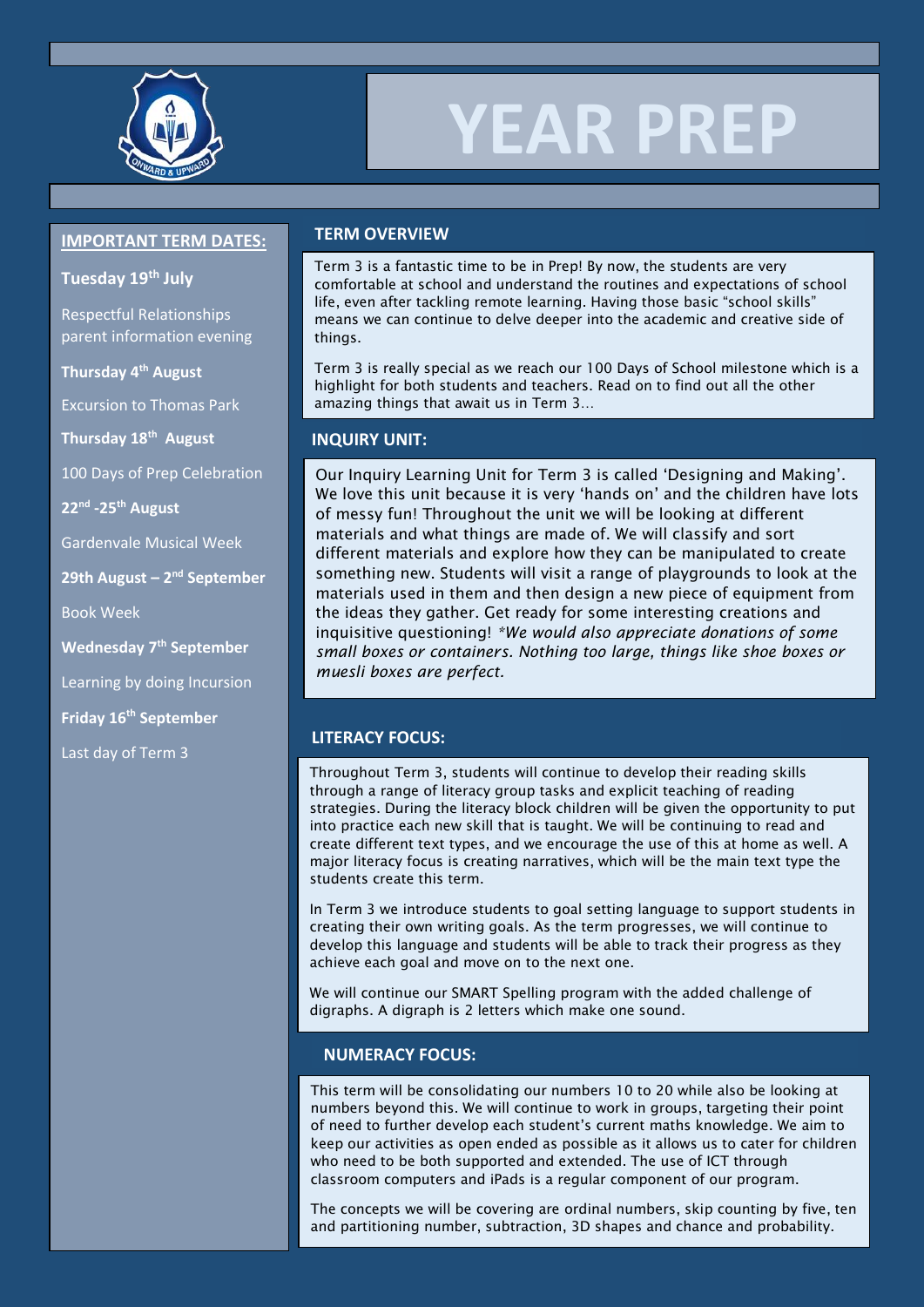# YEAR PREP

## IMPORTANT TERM DATES:

**Tuesday 19th July**

Respectful Relationships parent information evening

**Thursday 4th August**

Excursion to Thomas Park

**Thursday 18th August**

100 Days of Prep Celebration

**22nd -25th August**

Gardenvale Musical Week

**29th August – 2nd September**

Book Week

**Wednesday 7th September**

Learning by doing Incursion

**Friday 16th September**

Last day of Term 3

## TERM OVERVIEW

Term 3 is a fantastic time to be in Prep! By now, the students are very comfortable at school and understand the routines and expectations of school life, even after tackling remote learning. Having those basic "school skills" means we can continue to delve deeper into the academic and creative side of things.

Term 3 is really special as we reach our 100 Days of School milestone which is a highlight for both students and teachers. Read on to find out all the other amazing things that await us in Term 3…

## INQUIRY UNIT:

Our Inquiry Learning Unit for Term 3 is called 'Designing and Making'. We love this unit because it is very 'hands on' and the children have lots of messy fun! Throughout the unit we will be looking at different materials and what things are made of. We will classify and sort different materials and explore how they can be manipulated to create something new. Students will visit a range of playgrounds to look at the materials used in them and then design a new piece of equipment from the ideas they gather. Get ready for some interesting creations and inquisitive questioning! *\*We would also appreciate donations of some small boxes or containers. Nothing too large, things like shoe boxes or muesli boxes are perfect.*

## LITERACY FOCUS:

Throughout Term 3, students will continue to develop their reading skills through a range of literacy group tasks and explicit teaching of reading strategies. During the literacy block children will be given the opportunity to put into practice each new skill that is taught. We will be continuing to read and create different text types, and we encourage the use of this at home as well. A major literacy focus is creating narratives, which will be the main text type the students create this term.

In Term 3 we introduce students to goal setting language to support students in creating their own writing goals. As the term progresses, we will continue to develop this language and students will be able to track their progress as they achieve each goal and move on to the next one.

We will continue our SMART Spelling program with the added challenge of digraphs. A digraph is 2 letters which make one sound.

## NUMERACY FOCUS:

This term will be consolidating our numbers 10 to 20 while also be looking at numbers beyond this. We will continue to work in groups, targeting their point of need to further develop each student's current maths knowledge. We aim to keep our activities as open ended as possible as it allows us to cater for children who need to be both supported and extended. The use of ICT through classroom computers and iPads is a regular component of our program.

The concepts we will be covering are ordinal numbers, skip counting by five, ten and partitioning number, subtraction, 3D shapes and chance and probability.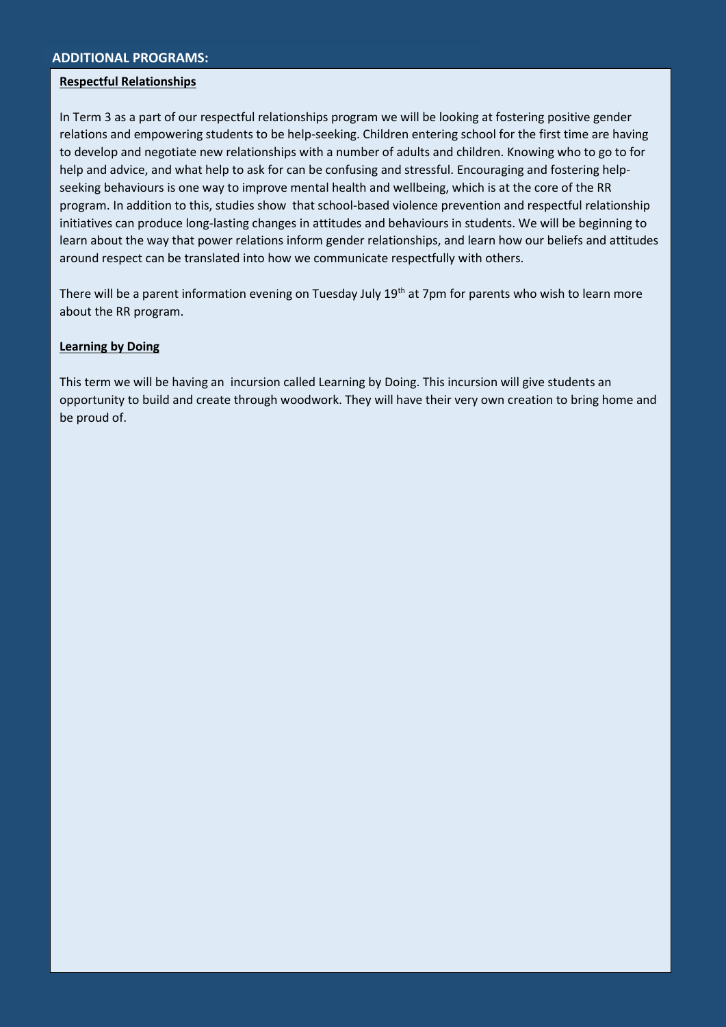## ADDITIONAL PROGRAMS:

**Respectful Relationships**

In Term 3 as a part of our respectful relationships program we will be looking at fostering positive gender relations and empowering students to be help-seeking. Children entering school for the first time are having to develop and negotiate new relationships with a number of adults and children. Knowing who to go to for help and advice, and what help to ask for can be confusing and stressful. Encouraging and fostering help-seeking behaviours is one way to improve mental health and wellbeing, which is at the core of the RR program. In addition to this, studies show that school-based violence prevention and respectful relationship initiatives can produce long-lasting changes in attitudes and behaviours in students. We will be beginning to learn about the way that power relations inform gender relationships, and learn how our beliefs and attitudes around respect can be translated into how we communicate respectfully with others.

There will be a parent information evening on Tuesday July 19th at 7pm for parents who wish to learn more about the RR program.

**Learning by Doing**

This term we will be having an incursion called Learning by Doing. This incursion will give students an opportunity to build and create through woodwork. They will have their very own creation to bring home and be proud of.